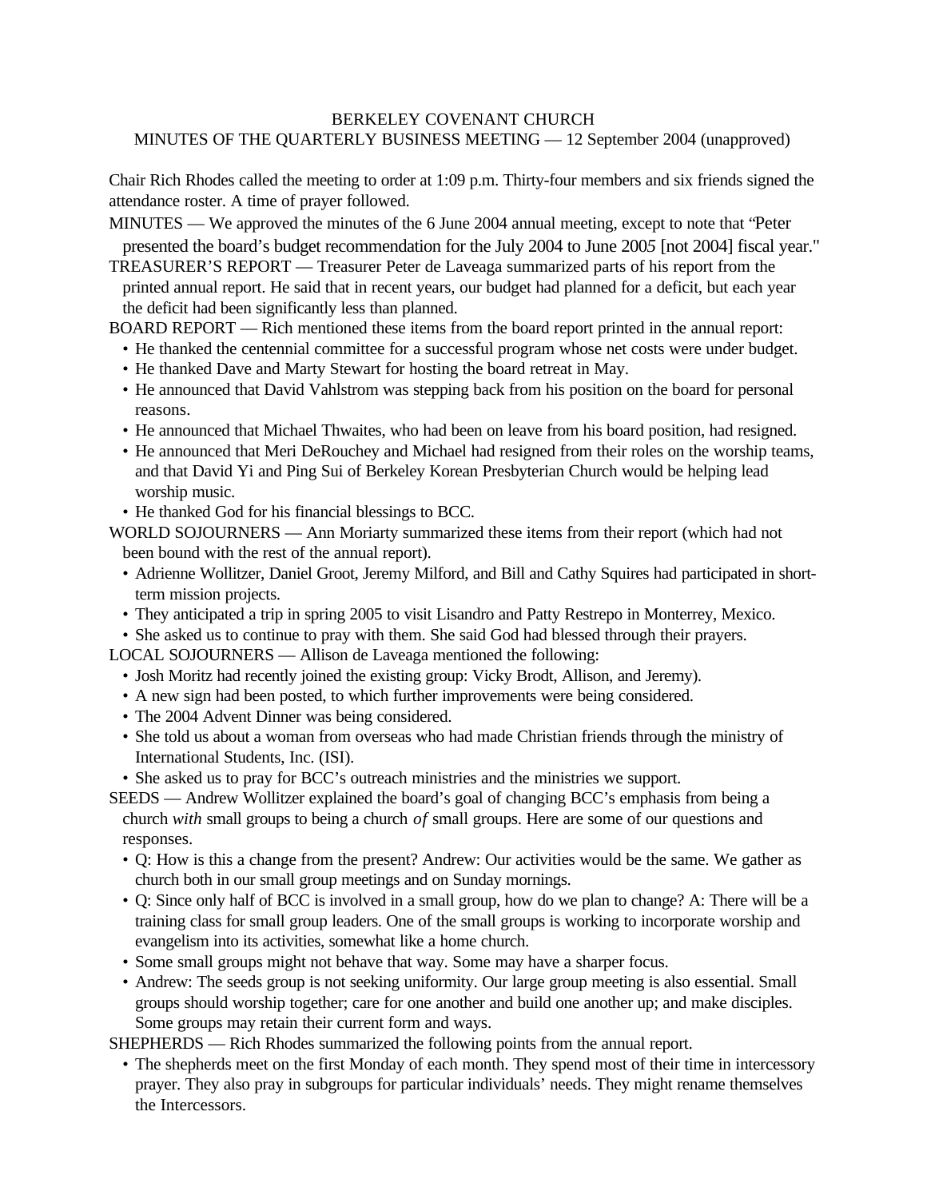BERKELEY COVENANT CHURCH

MINUTES OF THE QUARTERLY BUSINESS MEETING — 12 September 2004 (unapproved)

Chair Rich Rhodes called the meeting to order at 1:09 p.m. Thirty-four members and six friends signed the attendance roster. A time of prayer followed.

MINUTES — We approved the minutes of the 6 June 2004 annual meeting, except to note that "Peter presented the board's budget recommendation for the July 2004 to June 2005 [not 2004] fiscal year."

TREASURER'S REPORT — Treasurer Peter de Laveaga summarized parts of his report from the printed annual report. He said that in recent years, our budget had planned for a deficit, but each year the deficit had been significantly less than planned.

BOARD REPORT — Rich mentioned these items from the board report printed in the annual report:

- He thanked the centennial committee for a successful program whose net costs were under budget.
- He thanked Dave and Marty Stewart for hosting the board retreat in May.
- He announced that David Vahlstrom was stepping back from his position on the board for personal reasons.
- He announced that Michael Thwaites, who had been on leave from his board position, had resigned.
- He announced that Meri DeRouchey and Michael had resigned from their roles on the worship teams, and that David Yi and Ping Sui of Berkeley Korean Presbyterian Church would be helping lead worship music.
- He thanked God for his financial blessings to BCC.

WORLD SOJOURNERS — Ann Moriarty summarized these items from their report (which had not been bound with the rest of the annual report).

- Adrienne Wollitzer, Daniel Groot, Jeremy Milford, and Bill and Cathy Squires had participated in short-term mission projects.
- They anticipated a trip in spring 2005 to visit Lisandro and Patty Restrepo in Monterrey, Mexico.
- She asked us to continue to pray with them. She said God had blessed through their prayers.

LOCAL SOJOURNERS — Allison de Laveaga mentioned the following:

- Josh Moritz had recently joined the existing group: Vicky Brodt, Allison, and Jeremy).
- A new sign had been posted, to which further improvements were being considered.
- The 2004 Advent Dinner was being considered.
- She told us about a woman from overseas who had made Christian friends through the ministry of International Students, Inc. (ISI).
- She asked us to pray for BCC's outreach ministries and the ministries we support.

SEEDS — Andrew Wollitzer explained the board's goal of changing BCC's emphasis from being a church *with* small groups to being a church *of* small groups. Here are some of our questions and responses.

- Q: How is this a change from the present? Andrew: Our activities would be the same. We gather as church both in our small group meetings and on Sunday mornings.
- Q: Since only half of BCC is involved in a small group, how do we plan to change? A: There will be a training class for small group leaders. One of the small groups is working to incorporate worship and evangelism into its activities, somewhat like a home church.
- Some small groups might not behave that way. Some may have a sharper focus.
- Andrew: The seeds group is not seeking uniformity. Our large group meeting is also essential. Small groups should worship together; care for one another and build one another up; and make disciples. Some groups may retain their current form and ways.

SHEPHERDS — Rich Rhodes summarized the following points from the annual report.

- The shepherds meet on the first Monday of each month. They spend most of their time in intercessory prayer. They also pray in subgroups for particular individuals' needs. They might rename themselves the Intercessors.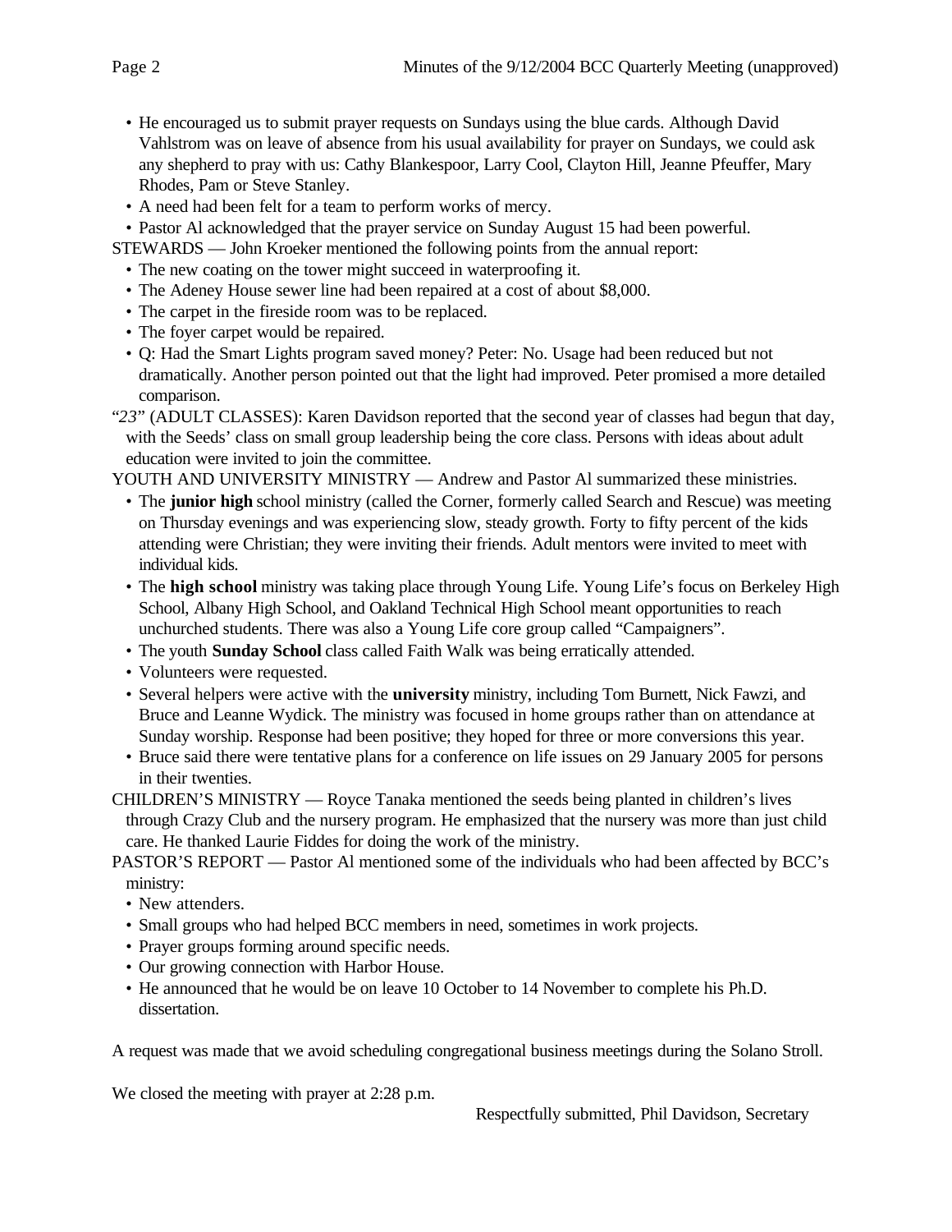- He encouraged us to submit prayer requests on Sundays using the blue cards. Although David Vahlstrom was on leave of absence from his usual availability for prayer on Sundays, we could ask any shepherd to pray with us: Cathy Blankespoor, Larry Cool, Clayton Hill, Jeanne Pfeuffer, Mary Rhodes, Pam or Steve Stanley.
- A need had been felt for a team to perform works of mercy.
- Pastor Al acknowledged that the prayer service on Sunday August 15 had been powerful.

STEWARDS — John Kroeker mentioned the following points from the annual report:

- The new coating on the tower might succeed in waterproofing it.
- The Adeney House sewer line had been repaired at a cost of about $8,000.
- The carpet in the fireside room was to be replaced.
- The foyer carpet would be repaired.
- Q: Had the Smart Lights program saved money? Peter: No. Usage had been reduced but not dramatically. Another person pointed out that the light had improved. Peter promised a more detailed comparison.

"*23*" (ADULT CLASSES): Karen Davidson reported that the second year of classes had begun that day, with the Seeds' class on small group leadership being the core class. Persons with ideas about adult education were invited to join the committee.

YOUTH AND UNIVERSITY MINISTRY — Andrew and Pastor Al summarized these ministries.

- The **junior high** school ministry (called the Corner, formerly called Search and Rescue) was meeting on Thursday evenings and was experiencing slow, steady growth. Forty to fifty percent of the kids attending were Christian; they were inviting their friends. Adult mentors were invited to meet with individual kids.
- The **high school** ministry was taking place through Young Life. Young Life's focus on Berkeley High School, Albany High School, and Oakland Technical High School meant opportunities to reach unchurched students. There was also a Young Life core group called "Campaigners".
- The youth **Sunday School** class called Faith Walk was being erratically attended.
- Volunteers were requested.
- Several helpers were active with the **university** ministry, including Tom Burnett, Nick Fawzi, and Bruce and Leanne Wydick. The ministry was focused in home groups rather than on attendance at Sunday worship. Response had been positive; they hoped for three or more conversions this year.
- Bruce said there were tentative plans for a conference on life issues on 29 January 2005 for persons in their twenties.

CHILDREN'S MINISTRY — Royce Tanaka mentioned the seeds being planted in children's lives through Crazy Club and the nursery program. He emphasized that the nursery was more than just child care. He thanked Laurie Fiddes for doing the work of the ministry.

PASTOR'S REPORT — Pastor Al mentioned some of the individuals who had been affected by BCC's ministry:

- New attenders.
- Small groups who had helped BCC members in need, sometimes in work projects.
- Prayer groups forming around specific needs.
- Our growing connection with Harbor House.
- He announced that he would be on leave 10 October to 14 November to complete his Ph.D. dissertation.

A request was made that we avoid scheduling congregational business meetings during the Solano Stroll.

We closed the meeting with prayer at 2:28 p.m.

Respectfully submitted, Phil Davidson, Secretary